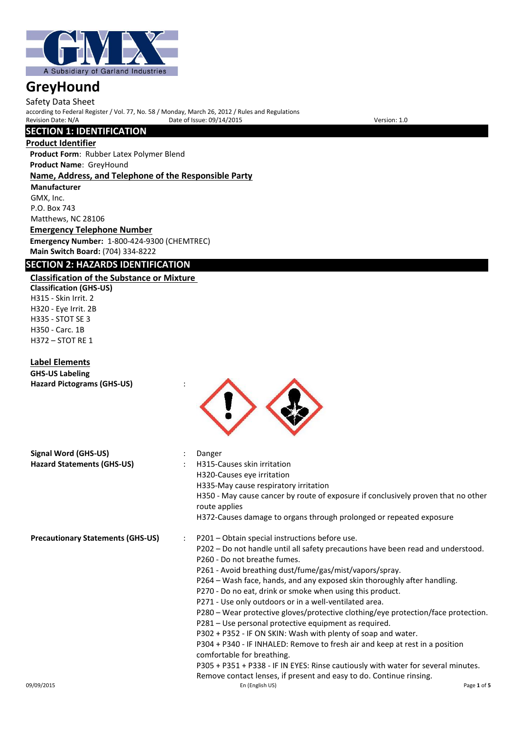# GreyHound

Safety Data Sheet

according to Federal Register / Vol. 77, No. 58 / Monday, March 26, 2012 / Rules and Regulations

Revision Date: N/A Date of Issue: 09/14/2015 Version: 1.0

## SECTION 1: IDENTIFICATION

### Product Identifier

**Product Form**: Rubber Latex Polymer Blend

**Product Name**: GreyHound

### Name, Address, and Telephone of the Responsible Party

**Manufacturer**

GMX, Inc.
P.O. Box 743
Matthews, NC 28106

### Emergency Telephone Number

**Emergency Number:** 1-800-424-9300 (CHEMTREC)

**Main Switch Board:** (704) 334-8222

## SECTION 2: HAZARDS IDENTIFICATION

### Classification of the Substance or Mixture

**Classification (GHS-US)**

H315 - Skin Irrit. 2
H320 - Eye Irrit. 2B
H335 - STOT SE 3
H350 - Carc. 1B
H372 – STOT RE 1

### Label Elements

**GHS-US Labeling**

**Hazard Pictograms (GHS-US)** :

**Signal Word (GHS-US)** : Danger

**Hazard Statements (GHS-US)** :

- H315-Causes skin irritation
- H320-Causes eye irritation
- H335-May cause respiratory irritation
- H350 - May cause cancer by route of exposure if conclusively proven that no other route applies
- H372-Causes damage to organs through prolonged or repeated exposure

**Precautionary Statements (GHS-US)** :

- P201 – Obtain special instructions before use.
- P202 – Do not handle until all safety precautions have been read and understood.
- P260 - Do not breathe fumes.
- P261 - Avoid breathing dust/fume/gas/mist/vapors/spray.
- P264 – Wash face, hands, and any exposed skin thoroughly after handling.
- P270 - Do no eat, drink or smoke when using this product.
- P271 - Use only outdoors or in a well-ventilated area.
- P280 – Wear protective gloves/protective clothing/eye protection/face protection.
- P281 – Use personal protective equipment as required.
- P302 + P352 - IF ON SKIN: Wash with plenty of soap and water.
- P304 + P340 - IF INHALED: Remove to fresh air and keep at rest in a position comfortable for breathing.
- P305 + P351 + P338 - IF IN EYES: Rinse cautiously with water for several minutes. Remove contact lenses, if present and easy to do. Continue rinsing.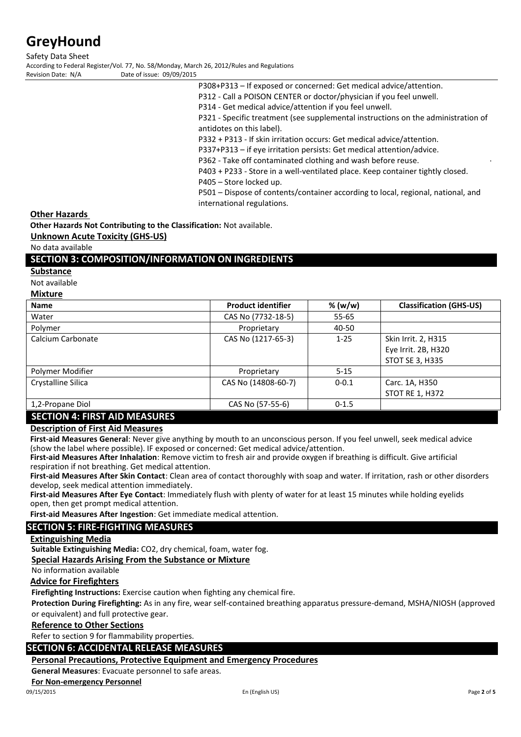P308+P313 – If exposed or concerned: Get medical advice/attention.
P312 - Call a POISON CENTER or doctor/physician if you feel unwell.
P314 - Get medical advice/attention if you feel unwell.
P321 - Specific treatment (see supplemental instructions on the administration of antidotes on this label).
P332 + P313 - If skin irritation occurs: Get medical advice/attention.
P337+P313 – if eye irritation persists: Get medical attention/advice.
P362 - Take off contaminated clothing and wash before reuse.
P403 + P233 - Store in a well-ventilated place. Keep container tightly closed.
P405 – Store locked up.
P501 – Dispose of contents/container according to local, regional, national, and international regulations.

**Other Hazards**

**Other Hazards Not Contributing to the Classification:** Not available.

**Unknown Acute Toxicity (GHS-US)**

No data available

## SECTION 3: COMPOSITION/INFORMATION ON INGREDIENTS

**Substance**

Not available

**Mixture**

| Name | Product identifier | % (w/w) | Classification (GHS-US) |
|---|---|---|---|
| Water | CAS No (7732-18-5) | 55-65 | |
| Polymer | Proprietary | 40-50 | |
| Calcium Carbonate | CAS No (1217-65-3) | 1-25 | Skin Irrit. 2, H315<br>Eye Irrit. 2B, H320<br>STOT SE 3, H335 |
| Polymer Modifier | Proprietary | 5-15 | |
| Crystalline Silica | CAS No (14808-60-7) | 0-0.1 | Carc. 1A, H350<br>STOT RE 1, H372 |
| 1,2-Propane Diol | CAS No (57-55-6) | 0-1.5 | |

## SECTION 4: FIRST AID MEASURES

**Description of First Aid Measures**

**First-aid Measures General**: Never give anything by mouth to an unconscious person. If you feel unwell, seek medical advice (show the label where possible). IF exposed or concerned: Get medical advice/attention.

**First-aid Measures After Inhalation**: Remove victim to fresh air and provide oxygen if breathing is difficult. Give artificial respiration if not breathing. Get medical attention.

**First-aid Measures After Skin Contact**: Clean area of contact thoroughly with soap and water. If irritation, rash or other disorders develop, seek medical attention immediately.

**First-aid Measures After Eye Contact**: Immediately flush with plenty of water for at least 15 minutes while holding eyelids open, then get prompt medical attention.

**First-aid Measures After Ingestion**: Get immediate medical attention.

## SECTION 5: FIRE-FIGHTING MEASURES

**Extinguishing Media**

**Suitable Extinguishing Media:** CO2, dry chemical, foam, water fog.

**Special Hazards Arising From the Substance or Mixture**

No information available

**Advice for Firefighters**

**Firefighting Instructions:** Exercise caution when fighting any chemical fire.

**Protection During Firefighting:** As in any fire, wear self-contained breathing apparatus pressure-demand, MSHA/NIOSH (approved or equivalent) and full protective gear.

**Reference to Other Sections**

Refer to section 9 for flammability properties.

## SECTION 6: ACCIDENTAL RELEASE MEASURES

**Personal Precautions, Protective Equipment and Emergency Procedures**

**General Measures**: Evacuate personnel to safe areas.

**For Non-emergency Personnel**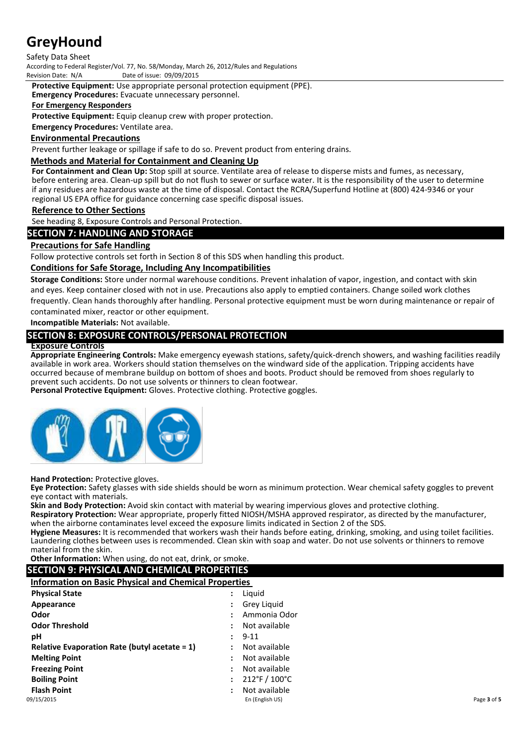**Protective Equipment:** Use appropriate personal protection equipment (PPE).

**Emergency Procedures:** Evacuate unnecessary personnel.

### For Emergency Responders

**Protective Equipment:** Equip cleanup crew with proper protection.

**Emergency Procedures:** Ventilate area.

### Environmental Precautions

Prevent further leakage or spillage if safe to do so. Prevent product from entering drains.

### Methods and Material for Containment and Cleaning Up

**For Containment and Clean Up:** Stop spill at source. Ventilate area of release to disperse mists and fumes, as necessary, before entering area. Clean-up spill but do not flush to sewer or surface water. It is the responsibility of the user to determine if any residues are hazardous waste at the time of disposal. Contact the RCRA/Superfund Hotline at (800) 424-9346 or your regional US EPA office for guidance concerning case specific disposal issues.

### Reference to Other Sections

See heading 8, Exposure Controls and Personal Protection.

## SECTION 7: HANDLING AND STORAGE

### Precautions for Safe Handling

Follow protective controls set forth in Section 8 of this SDS when handling this product.

### Conditions for Safe Storage, Including Any Incompatibilities

**Storage Conditions:** Store under normal warehouse conditions. Prevent inhalation of vapor, ingestion, and contact with skin and eyes. Keep container closed with not in use. Precautions also apply to emptied containers. Change soiled work clothes frequently. Clean hands thoroughly after handling. Personal protective equipment must be worn during maintenance or repair of contaminated mixer, reactor or other equipment.

**Incompatible Materials:** Not available.

## SECTION 8: EXPOSURE CONTROLS/PERSONAL PROTECTION

### Exposure Controls

**Appropriate Engineering Controls:** Make emergency eyewash stations, safety/quick-drench showers, and washing facilities readily available in work area. Workers should station themselves on the windward side of the application. Tripping accidents have occurred because of membrane buildup on bottom of shoes and boots. Product should be removed from shoes regularly to prevent such accidents. Do not use solvents or thinners to clean footwear.

**Personal Protective Equipment:** Gloves. Protective clothing. Protective goggles.

**Hand Protection:** Protective gloves.

**Eye Protection:** Safety glasses with side shields should be worn as minimum protection. Wear chemical safety goggles to prevent eye contact with materials.

**Skin and Body Protection:** Avoid skin contact with material by wearing impervious gloves and protective clothing.

**Respiratory Protection:** Wear appropriate, properly fitted NIOSH/MSHA approved respirator, as directed by the manufacturer, when the airborne contaminates level exceed the exposure limits indicated in Section 2 of the SDS.

**Hygiene Measures:** It is recommended that workers wash their hands before eating, drinking, smoking, and using toilet facilities. Laundering clothes between uses is recommended. Clean skin with soap and water. Do not use solvents or thinners to remove material from the skin.

**Other Information:** When using, do not eat, drink, or smoke.

## SECTION 9: PHYSICAL AND CHEMICAL PROPERTIES

### Information on Basic Physical and Chemical Properties

| Property | Value |
|---|---|
| **Physical State** | Liquid |
| **Appearance** | Grey Liquid |
| **Odor** | Ammonia Odor |
| **Odor Threshold** | Not available |
| **pH** | 9-11 |
| **Relative Evaporation Rate (butyl acetate = 1)** | Not available |
| **Melting Point** | Not available |
| **Freezing Point** | Not available |
| **Boiling Point** | 212°F / 100°C |
| **Flash Point** | Not available |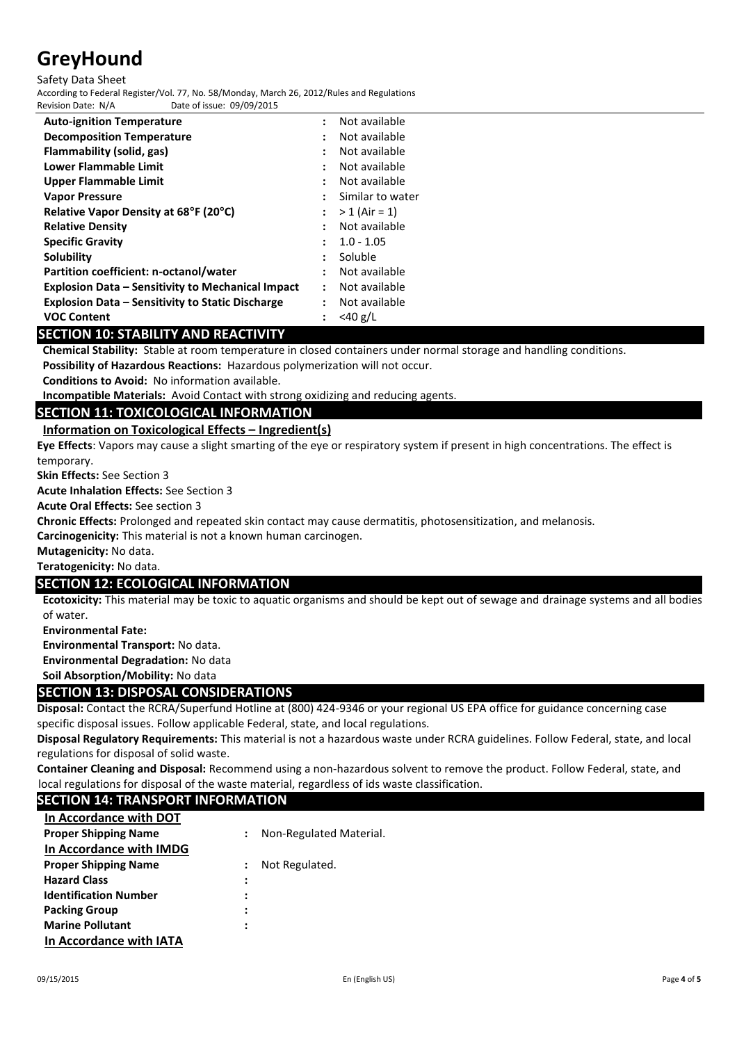| | | |
|---|---|---|
| **Auto-ignition Temperature** | : | Not available |
| **Decomposition Temperature** | : | Not available |
| **Flammability (solid, gas)** | : | Not available |
| **Lower Flammable Limit** | : | Not available |
| **Upper Flammable Limit** | : | Not available |
| **Vapor Pressure** | : | Similar to water |
| **Relative Vapor Density at 68°F (20°C)** | : | > 1 (Air = 1) |
| **Relative Density** | : | Not available |
| **Specific Gravity** | : | 1.0 - 1.05 |
| **Solubility** | : | Soluble |
| **Partition coefficient: n-octanol/water** | : | Not available |
| **Explosion Data – Sensitivity to Mechanical Impact** | : | Not available |
| **Explosion Data – Sensitivity to Static Discharge** | : | Not available |
| **VOC Content** | : | <40 g/L |

## SECTION 10: STABILITY AND REACTIVITY

**Chemical Stability:** Stable at room temperature in closed containers under normal storage and handling conditions.

**Possibility of Hazardous Reactions:** Hazardous polymerization will not occur.

**Conditions to Avoid:** No information available.

**Incompatible Materials:** Avoid Contact with strong oxidizing and reducing agents.

## SECTION 11: TOXICOLOGICAL INFORMATION

**Information on Toxicological Effects – Ingredient(s)**

**Eye Effects**: Vapors may cause a slight smarting of the eye or respiratory system if present in high concentrations. The effect is temporary.

**Skin Effects:** See Section 3

**Acute Inhalation Effects:** See Section 3

**Acute Oral Effects:** See section 3

**Chronic Effects:** Prolonged and repeated skin contact may cause dermatitis, photosensitization, and melanosis.

**Carcinogenicity:** This material is not a known human carcinogen.

**Mutagenicity:** No data.

**Teratogenicity:** No data.

## SECTION 12: ECOLOGICAL INFORMATION

**Ecotoxicity:** This material may be toxic to aquatic organisms and should be kept out of sewage and drainage systems and all bodies of water.

**Environmental Fate:**

**Environmental Transport:** No data.

**Environmental Degradation:** No data

**Soil Absorption/Mobility:** No data

## SECTION 13: DISPOSAL CONSIDERATIONS

**Disposal:** Contact the RCRA/Superfund Hotline at (800) 424-9346 or your regional US EPA office for guidance concerning case specific disposal issues. Follow applicable Federal, state, and local regulations.

**Disposal Regulatory Requirements:** This material is not a hazardous waste under RCRA guidelines. Follow Federal, state, and local regulations for disposal of solid waste.

**Container Cleaning and Disposal:** Recommend using a non-hazardous solvent to remove the product. Follow Federal, state, and local regulations for disposal of the waste material, regardless of ids waste classification.

## SECTION 14: TRANSPORT INFORMATION

**In Accordance with DOT**

| | | |
|---|---|---|
| **Proper Shipping Name** | : | Non-Regulated Material. |

**In Accordance with IMDG**

| | | |
|---|---|---|
| **Proper Shipping Name** | : | Not Regulated. |
| **Hazard Class** | : | |
| **Identification Number** | : | |
| **Packing Group** | : | |
| **Marine Pollutant** | : | |

**In Accordance with IATA**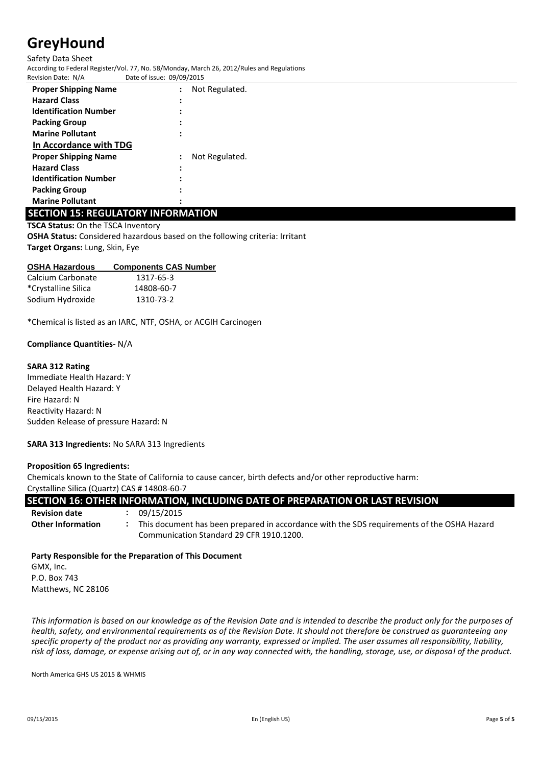| | | |
|---|---|---|
| **Proper Shipping Name** | : | Not Regulated. |
| **Hazard Class** | : | |
| **Identification Number** | : | |
| **Packing Group** | : | |
| **Marine Pollutant** | : | |

**In Accordance with TDG**

| | | |
|---|---|---|
| **Proper Shipping Name** | : | Not Regulated. |
| **Hazard Class** | : | |
| **Identification Number** | : | |
| **Packing Group** | : | |
| **Marine Pollutant** | : | |

## SECTION 15: REGULATORY INFORMATION

**TSCA Status:** On the TSCA Inventory

**OSHA Status:** Considered hazardous based on the following criteria: Irritant

**Target Organs:** Lung, Skin, Eye

| OSHA Hazardous | Components CAS Number |
|---|---|
| Calcium Carbonate | 1317-65-3 |
| *Crystalline Silica | 14808-60-7 |
| Sodium Hydroxide | 1310-73-2 |

*Chemical is listed as an IARC, NTF, OSHA, or ACGIH Carcinogen

**Compliance Quantities**- N/A

**SARA 312 Rating**

Immediate Health Hazard: Y
Delayed Health Hazard: Y
Fire Hazard: N
Reactivity Hazard: N
Sudden Release of pressure Hazard: N

**SARA 313 Ingredients:** No SARA 313 Ingredients

**Proposition 65 Ingredients:**

Chemicals known to the State of California to cause cancer, birth defects and/or other reproductive harm:
Crystalline Silica (Quartz) CAS # 14808-60-7

## SECTION 16: OTHER INFORMATION, INCLUDING DATE OF PREPARATION OR LAST REVISION

| | | |
|---|---|---|
| **Revision date** | : | 09/15/2015 |
| **Other Information** | : | This document has been prepared in accordance with the SDS requirements of the OSHA Hazard Communication Standard 29 CFR 1910.1200. |

**Party Responsible for the Preparation of This Document**

GMX, Inc.
P.O. Box 743
Matthews, NC 28106

*This information is based on our knowledge as of the Revision Date and is intended to describe the product only for the purposes of health, safety, and environmental requirements as of the Revision Date. It should not therefore be construed as guaranteeing any specific property of the product nor as providing any warranty, expressed or implied. The user assumes all responsibility, liability, risk of loss, damage, or expense arising out of, or in any way connected with, the handling, storage, use, or disposal of the product.*

North America GHS US 2015 & WHMIS